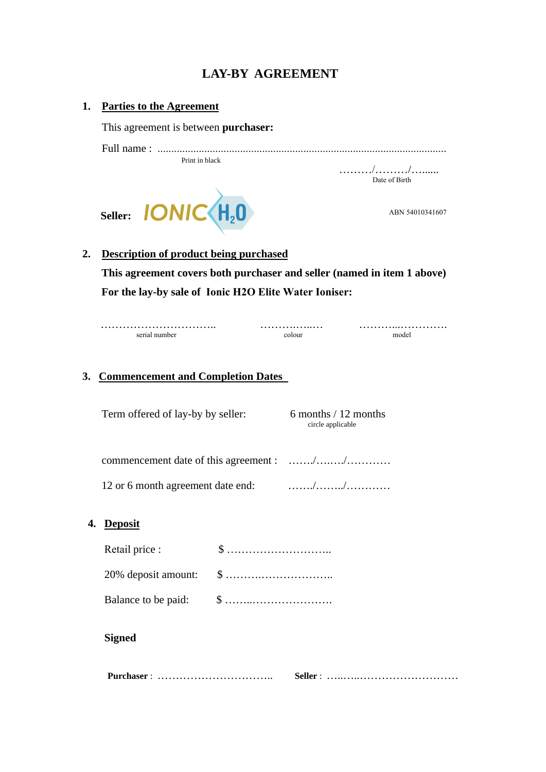# LAY-BY AGREEMENT

## 1. Parties to the Agreement

This agreement is between **purchaser:**

Full name : ..........................................................................................................
Print in black

………/………/…......
Date of Birth

**Seller:** IONIC $H_2O$

ABN 54010341607

## 2. Description of product being purchased

**This agreement covers both purchaser and seller (named in item 1 above)**

**For the lay-by sale of Ionic H2O Elite Water Ioniser:**

| …………………………….. | ……….…...… | ………...…………. |
|---|---|---|
| serial number | colour | model |

## 3. Commencement and Completion Dates

Term offered of lay-by by seller: 6 months / 12 months
circle applicable

commencement date of this agreement : ……./….…./…………

12 or 6 month agreement date end: ……./……../…………

## 4. Deposit

Retail price : $ ………………………..

20% deposit amount: $ ………..………………..

Balance to be paid: $ ……...………………….

**Signed**

**Purchaser** : …………………………..  **Seller** : …..…..………………………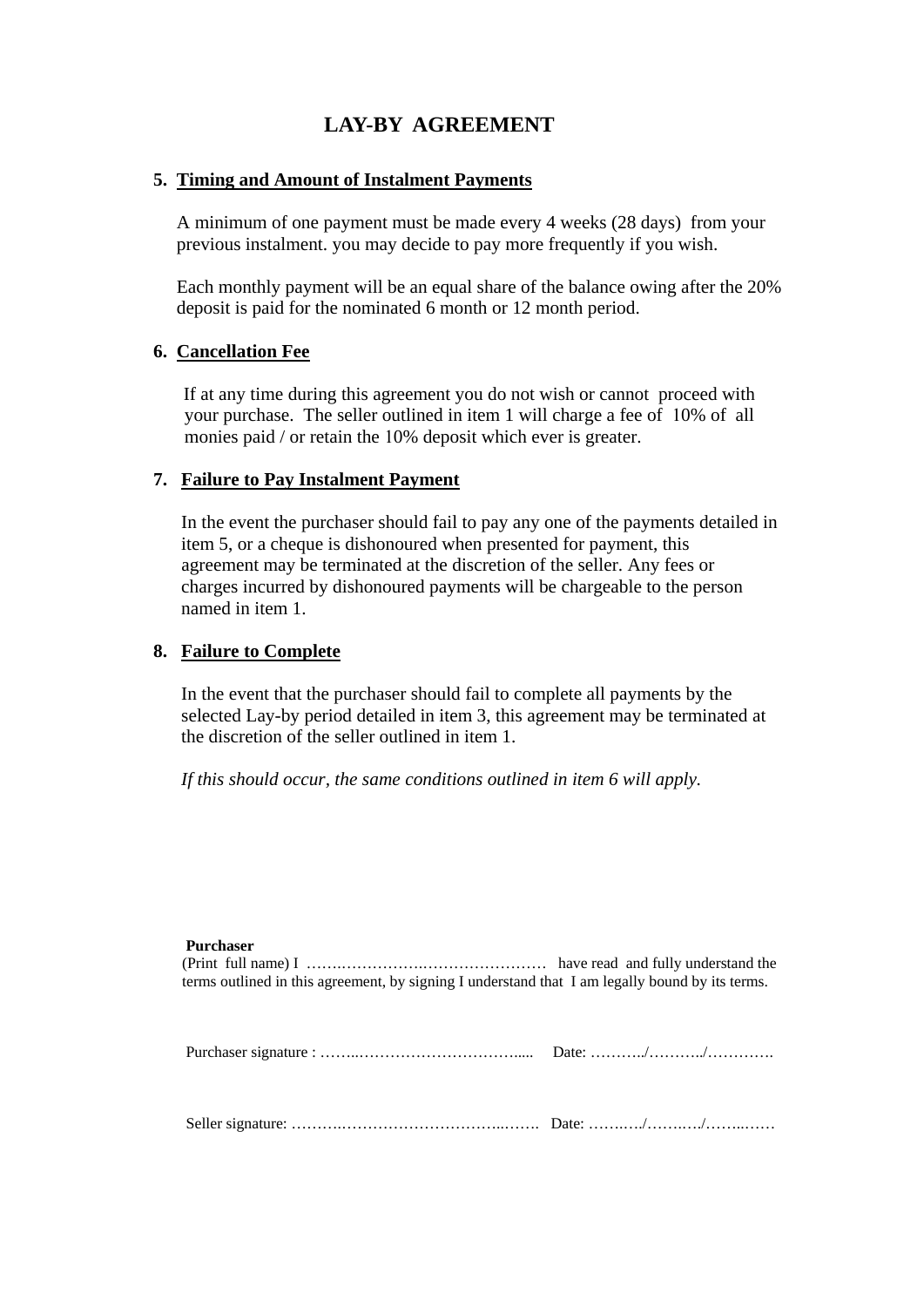# LAY-BY AGREEMENT

**5. Timing and Amount of Instalment Payments**

A minimum of one payment must be made every 4 weeks (28 days) from your previous instalment. you may decide to pay more frequently if you wish.

Each monthly payment will be an equal share of the balance owing after the 20% deposit is paid for the nominated 6 month or 12 month period.

**6. Cancellation Fee**

If at any time during this agreement you do not wish or cannot proceed with your purchase. The seller outlined in item 1 will charge a fee of 10% of all monies paid / or retain the 10% deposit which ever is greater.

**7. Failure to Pay Instalment Payment**

In the event the purchaser should fail to pay any one of the payments detailed in item 5, or a cheque is dishonoured when presented for payment, this agreement may be terminated at the discretion of the seller. Any fees or charges incurred by dishonoured payments will be chargeable to the person named in item 1.

**8. Failure to Complete**

In the event that the purchaser should fail to complete all payments by the selected Lay-by period detailed in item 3, this agreement may be terminated at the discretion of the seller outlined in item 1.

*If this should occur, the same conditions outlined in item 6 will apply.*

**Purchaser**

(Print full name) I ……..…………….………………… have read and fully understand the terms outlined in this agreement, by signing I understand that I am legally bound by its terms.

Purchaser signature : ……..……………………………..... Date: ………../………../………….

Seller signature: ……….……………………………..……. Date: ……..…/……..…/……..……